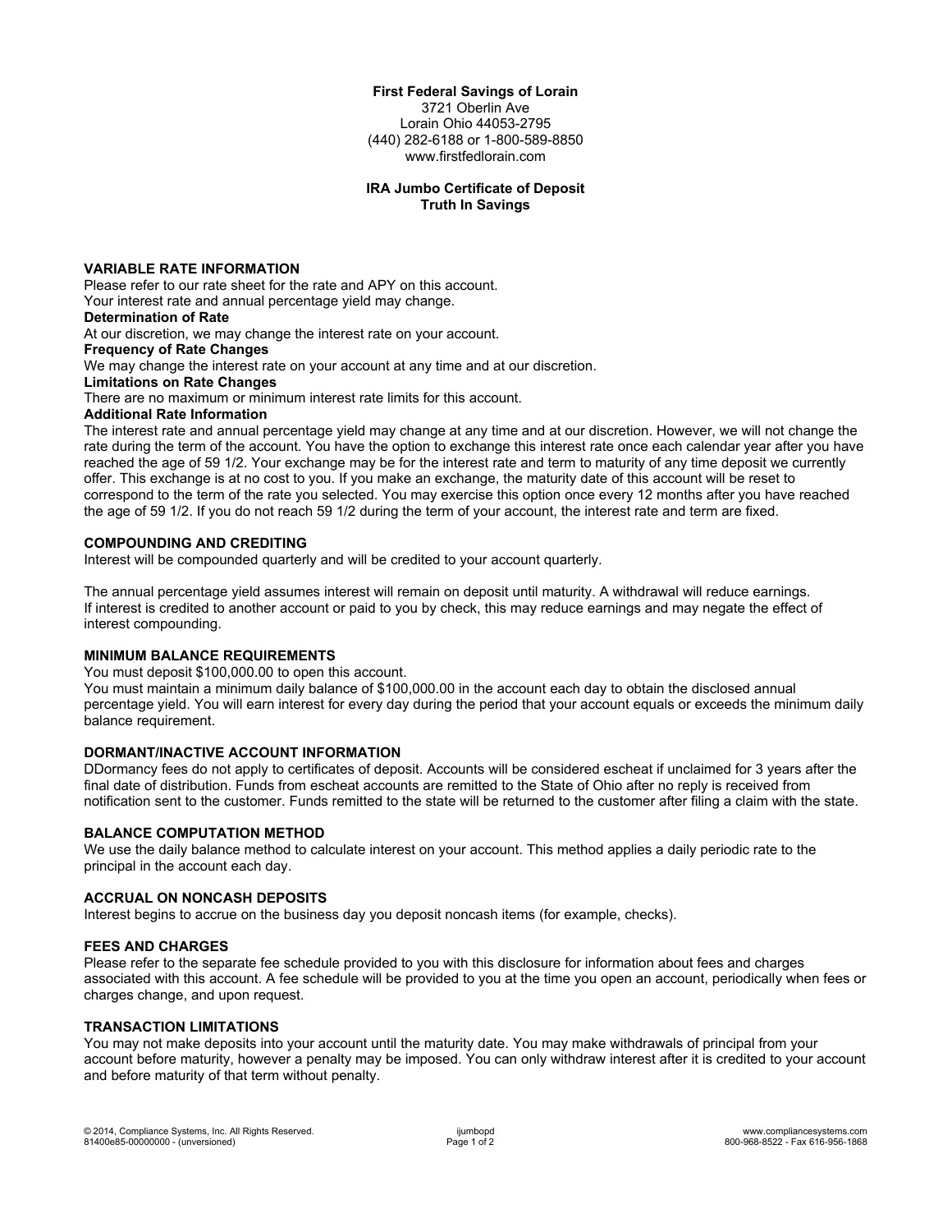**First Federal Savings of Lorain**
3721 Oberlin Ave
Lorain Ohio 44053-2795
(440) 282-6188 or 1-800-589-8850
www.firstfedlorain.com

**IRA Jumbo Certificate of Deposit**
**Truth In Savings**

## VARIABLE RATE INFORMATION

Please refer to our rate sheet for the rate and APY on this account.
Your interest rate and annual percentage yield may change.

**Determination of Rate**

At our discretion, we may change the interest rate on your account.

**Frequency of Rate Changes**

We may change the interest rate on your account at any time and at our discretion.

**Limitations on Rate Changes**

There are no maximum or minimum interest rate limits for this account.

**Additional Rate Information**

The interest rate and annual percentage yield may change at any time and at our discretion. However, we will not change the rate during the term of the account. You have the option to exchange this interest rate once each calendar year after you have reached the age of 59 1/2. Your exchange may be for the interest rate and term to maturity of any time deposit we currently offer. This exchange is at no cost to you. If you make an exchange, the maturity date of this account will be reset to correspond to the term of the rate you selected. You may exercise this option once every 12 months after you have reached the age of 59 1/2. If you do not reach 59 1/2 during the term of your account, the interest rate and term are fixed.

## COMPOUNDING AND CREDITING

Interest will be compounded quarterly and will be credited to your account quarterly.

The annual percentage yield assumes interest will remain on deposit until maturity. A withdrawal will reduce earnings.
If interest is credited to another account or paid to you by check, this may reduce earnings and may negate the effect of interest compounding.

## MINIMUM BALANCE REQUIREMENTS

You must deposit $100,000.00 to open this account.
You must maintain a minimum daily balance of $100,000.00 in the account each day to obtain the disclosed annual percentage yield. You will earn interest for every day during the period that your account equals or exceeds the minimum daily balance requirement.

## DORMANT/INACTIVE ACCOUNT INFORMATION

DDormancy fees do not apply to certificates of deposit. Accounts will be considered escheat if unclaimed for 3 years after the final date of distribution. Funds from escheat accounts are remitted to the State of Ohio after no reply is received from notification sent to the customer. Funds remitted to the state will be returned to the customer after filing a claim with the state.

## BALANCE COMPUTATION METHOD

We use the daily balance method to calculate interest on your account. This method applies a daily periodic rate to the principal in the account each day.

## ACCRUAL ON NONCASH DEPOSITS

Interest begins to accrue on the business day you deposit noncash items (for example, checks).

## FEES AND CHARGES

Please refer to the separate fee schedule provided to you with this disclosure for information about fees and charges associated with this account. A fee schedule will be provided to you at the time you open an account, periodically when fees or charges change, and upon request.

## TRANSACTION LIMITATIONS

You may not make deposits into your account until the maturity date. You may make withdrawals of principal from your account before maturity, however a penalty may be imposed. You can only withdraw interest after it is credited to your account and before maturity of that term without penalty.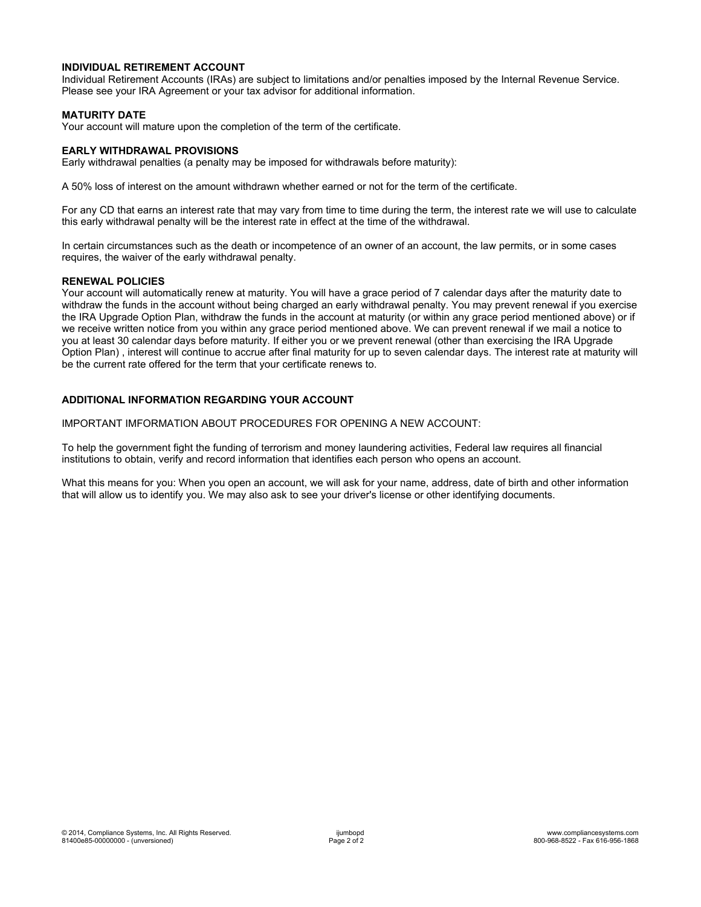**INDIVIDUAL RETIREMENT ACCOUNT**
Individual Retirement Accounts (IRAs) are subject to limitations and/or penalties imposed by the Internal Revenue Service. Please see your IRA Agreement or your tax advisor for additional information.

**MATURITY DATE**
Your account will mature upon the completion of the term of the certificate.

**EARLY WITHDRAWAL PROVISIONS**
Early withdrawal penalties (a penalty may be imposed for withdrawals before maturity):

A 50% loss of interest on the amount withdrawn whether earned or not for the term of the certificate.

For any CD that earns an interest rate that may vary from time to time during the term, the interest rate we will use to calculate this early withdrawal penalty will be the interest rate in effect at the time of the withdrawal.

In certain circumstances such as the death or incompetence of an owner of an account, the law permits, or in some cases requires, the waiver of the early withdrawal penalty.

**RENEWAL POLICIES**
Your account will automatically renew at maturity. You will have a grace period of 7 calendar days after the maturity date to withdraw the funds in the account without being charged an early withdrawal penalty. You may prevent renewal if you exercise the IRA Upgrade Option Plan, withdraw the funds in the account at maturity (or within any grace period mentioned above) or if we receive written notice from you within any grace period mentioned above. We can prevent renewal if we mail a notice to you at least 30 calendar days before maturity. If either you or we prevent renewal (other than exercising the IRA Upgrade Option Plan) , interest will continue to accrue after final maturity for up to seven calendar days. The interest rate at maturity will be the current rate offered for the term that your certificate renews to.

**ADDITIONAL INFORMATION REGARDING YOUR ACCOUNT**

IMPORTANT IMFORMATION ABOUT PROCEDURES FOR OPENING A NEW ACCOUNT:

To help the government fight the funding of terrorism and money laundering activities, Federal law requires all financial institutions to obtain, verify and record information that identifies each person who opens an account.

What this means for you: When you open an account, we will ask for your name, address, date of birth and other information that will allow us to identify you. We may also ask to see your driver's license or other identifying documents.